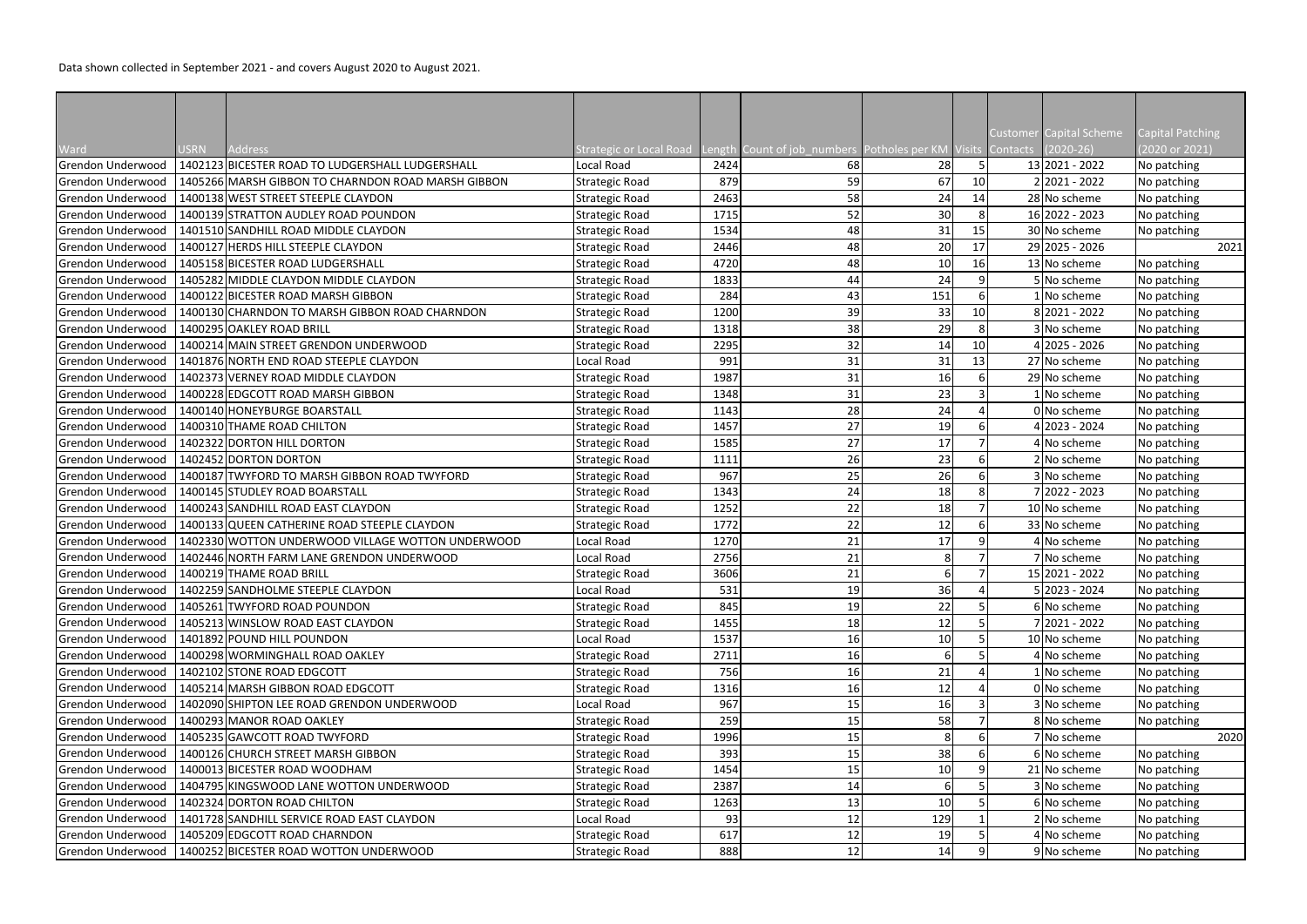Data shown collected in September 2021 - and covers August 2020 to August 2021.

| Ward | USRN | Address | Strategic or Local Road | Length | Count of job_numbers | Potholes per KM | Visits | Customer Contacts | Capital Scheme (2020-26) | Capital Patching (2020 or 2021) |
|---|---|---|---|---|---|---|---|---|---|---|
| Grendon Underwood | 1402123 | BICESTER ROAD TO LUDGERSHALL LUDGERSHALL | Local Road | 2424 | 68 | 28 | 5 | 13 | 2021 - 2022 | No patching |
| Grendon Underwood | 1405266 | MARSH GIBBON TO CHARNDON ROAD MARSH GIBBON | Strategic Road | 879 | 59 | 67 | 10 | 2 | 2021 - 2022 | No patching |
| Grendon Underwood | 1400138 | WEST STREET STEEPLE CLAYDON | Strategic Road | 2463 | 58 | 24 | 14 | 28 | No scheme | No patching |
| Grendon Underwood | 1400139 | STRATTON AUDLEY ROAD POUNDON | Strategic Road | 1715 | 52 | 30 | 8 | 16 | 2022 - 2023 | No patching |
| Grendon Underwood | 1401510 | SANDHILL ROAD MIDDLE CLAYDON | Strategic Road | 1534 | 48 | 31 | 15 | 30 | No scheme | No patching |
| Grendon Underwood | 1400127 | HERDS HILL STEEPLE CLAYDON | Strategic Road | 2446 | 48 | 20 | 17 | 29 | 2025 - 2026 | 2021 |
| Grendon Underwood | 1405158 | BICESTER ROAD LUDGERSHALL | Strategic Road | 4720 | 48 | 10 | 16 | 13 | No scheme | No patching |
| Grendon Underwood | 1405282 | MIDDLE CLAYDON MIDDLE CLAYDON | Strategic Road | 1833 | 44 | 24 | 9 | 5 | No scheme | No patching |
| Grendon Underwood | 1400122 | BICESTER ROAD MARSH GIBBON | Strategic Road | 284 | 43 | 151 | 6 | 1 | No scheme | No patching |
| Grendon Underwood | 1400130 | CHARNDON TO MARSH GIBBON ROAD CHARNDON | Strategic Road | 1200 | 39 | 33 | 10 | 8 | 2021 - 2022 | No patching |
| Grendon Underwood | 1400295 | OAKLEY ROAD BRILL | Strategic Road | 1318 | 38 | 29 | 8 | 3 | No scheme | No patching |
| Grendon Underwood | 1400214 | MAIN STREET GRENDON UNDERWOOD | Strategic Road | 2295 | 32 | 14 | 10 | 4 | 2025 - 2026 | No patching |
| Grendon Underwood | 1401876 | NORTH END ROAD STEEPLE CLAYDON | Local Road | 991 | 31 | 31 | 13 | 27 | No scheme | No patching |
| Grendon Underwood | 1402373 | VERNEY ROAD MIDDLE CLAYDON | Strategic Road | 1987 | 31 | 16 | 6 | 29 | No scheme | No patching |
| Grendon Underwood | 1400228 | EDGCOTT ROAD MARSH GIBBON | Strategic Road | 1348 | 31 | 23 | 3 | 1 | No scheme | No patching |
| Grendon Underwood | 1400140 | HONEYBURGE BOARSTALL | Strategic Road | 1143 | 28 | 24 | 4 | 0 | No scheme | No patching |
| Grendon Underwood | 1400310 | THAME ROAD CHILTON | Strategic Road | 1457 | 27 | 19 | 6 | 4 | 2023 - 2024 | No patching |
| Grendon Underwood | 1402322 | DORTON HILL DORTON | Strategic Road | 1585 | 27 | 17 | 7 | 4 | No scheme | No patching |
| Grendon Underwood | 1402452 | DORTON DORTON | Strategic Road | 1111 | 26 | 23 | 6 | 2 | No scheme | No patching |
| Grendon Underwood | 1400187 | TWYFORD TO MARSH GIBBON ROAD TWYFORD | Strategic Road | 967 | 25 | 26 | 6 | 3 | No scheme | No patching |
| Grendon Underwood | 1400145 | STUDLEY ROAD BOARSTALL | Strategic Road | 1343 | 24 | 18 | 8 | 7 | 2022 - 2023 | No patching |
| Grendon Underwood | 1400243 | SANDHILL ROAD EAST CLAYDON | Strategic Road | 1252 | 22 | 18 | 7 | 10 | No scheme | No patching |
| Grendon Underwood | 1400133 | QUEEN CATHERINE ROAD STEEPLE CLAYDON | Strategic Road | 1772 | 22 | 12 | 6 | 33 | No scheme | No patching |
| Grendon Underwood | 1402330 | WOTTON UNDERWOOD VILLAGE WOTTON UNDERWOOD | Local Road | 1270 | 21 | 17 | 9 | 4 | No scheme | No patching |
| Grendon Underwood | 1402446 | NORTH FARM LANE GRENDON UNDERWOOD | Local Road | 2756 | 21 | 8 | 7 | 7 | No scheme | No patching |
| Grendon Underwood | 1400219 | THAME ROAD BRILL | Strategic Road | 3606 | 21 | 6 | 7 | 15 | 2021 - 2022 | No patching |
| Grendon Underwood | 1402259 | SANDHOLME STEEPLE CLAYDON | Local Road | 531 | 19 | 36 | 4 | 5 | 2023 - 2024 | No patching |
| Grendon Underwood | 1405261 | TWYFORD ROAD POUNDON | Strategic Road | 845 | 19 | 22 | 5 | 6 | No scheme | No patching |
| Grendon Underwood | 1405213 | WINSLOW ROAD EAST CLAYDON | Strategic Road | 1455 | 18 | 12 | 5 | 7 | 2021 - 2022 | No patching |
| Grendon Underwood | 1401892 | POUND HILL POUNDON | Local Road | 1537 | 16 | 10 | 5 | 10 | No scheme | No patching |
| Grendon Underwood | 1400298 | WORMINGHALL ROAD OAKLEY | Strategic Road | 2711 | 16 | 6 | 5 | 4 | No scheme | No patching |
| Grendon Underwood | 1402102 | STONE ROAD EDGCOTT | Strategic Road | 756 | 16 | 21 | 4 | 1 | No scheme | No patching |
| Grendon Underwood | 1405214 | MARSH GIBBON ROAD EDGCOTT | Strategic Road | 1316 | 16 | 12 | 4 | 0 | No scheme | No patching |
| Grendon Underwood | 1402090 | SHIPTON LEE ROAD GRENDON UNDERWOOD | Local Road | 967 | 15 | 16 | 3 | 3 | No scheme | No patching |
| Grendon Underwood | 1400293 | MANOR ROAD OAKLEY | Strategic Road | 259 | 15 | 58 | 7 | 8 | No scheme | No patching |
| Grendon Underwood | 1405235 | GAWCOTT ROAD TWYFORD | Strategic Road | 1996 | 15 | 8 | 6 | 7 | No scheme | 2020 |
| Grendon Underwood | 1400126 | CHURCH STREET MARSH GIBBON | Strategic Road | 393 | 15 | 38 | 6 | 6 | No scheme | No patching |
| Grendon Underwood | 1400013 | BICESTER ROAD WOODHAM | Strategic Road | 1454 | 15 | 10 | 9 | 21 | No scheme | No patching |
| Grendon Underwood | 1404795 | KINGSWOOD LANE WOTTON UNDERWOOD | Strategic Road | 2387 | 14 | 6 | 5 | 3 | No scheme | No patching |
| Grendon Underwood | 1402324 | DORTON ROAD CHILTON | Strategic Road | 1263 | 13 | 10 | 5 | 6 | No scheme | No patching |
| Grendon Underwood | 1401728 | SANDHILL SERVICE ROAD EAST CLAYDON | Local Road | 93 | 12 | 129 | 1 | 2 | No scheme | No patching |
| Grendon Underwood | 1405209 | EDGCOTT ROAD CHARNDON | Strategic Road | 617 | 12 | 19 | 5 | 4 | No scheme | No patching |
| Grendon Underwood | 1400252 | BICESTER ROAD WOTTON UNDERWOOD | Strategic Road | 888 | 12 | 14 | 9 | 9 | No scheme | No patching |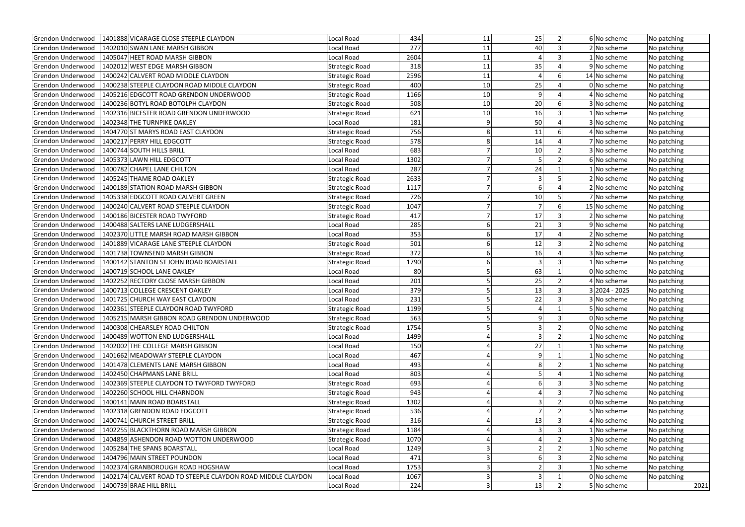| | | | | | | | | | |
|---|---|---|---|---|---|---|---|---|---|
| Grendon Underwood | 1401888 | VICARAGE CLOSE STEEPLE CLAYDON | Local Road | 434 | 11 | 25 | 2 | 6 | No scheme | No patching |
| Grendon Underwood | 1402010 | SWAN LANE MARSH GIBBON | Local Road | 277 | 11 | 40 | 3 | 2 | No scheme | No patching |
| Grendon Underwood | 1405047 | HEET ROAD MARSH GIBBON | Local Road | 2604 | 11 | 4 | 3 | 1 | No scheme | No patching |
| Grendon Underwood | 1402012 | WEST EDGE MARSH GIBBON | Strategic Road | 318 | 11 | 35 | 4 | 9 | No scheme | No patching |
| Grendon Underwood | 1400242 | CALVERT ROAD MIDDLE CLAYDON | Strategic Road | 2596 | 11 | 4 | 6 | 14 | No scheme | No patching |
| Grendon Underwood | 1400238 | STEEPLE CLAYDON ROAD MIDDLE CLAYDON | Strategic Road | 400 | 10 | 25 | 4 | 0 | No scheme | No patching |
| Grendon Underwood | 1405216 | EDGCOTT ROAD GRENDON UNDERWOOD | Strategic Road | 1166 | 10 | 9 | 4 | 4 | No scheme | No patching |
| Grendon Underwood | 1400236 | BOTYL ROAD BOTOLPH CLAYDON | Strategic Road | 508 | 10 | 20 | 6 | 3 | No scheme | No patching |
| Grendon Underwood | 1402316 | BICESTER ROAD GRENDON UNDERWOOD | Strategic Road | 621 | 10 | 16 | 3 | 1 | No scheme | No patching |
| Grendon Underwood | 1402348 | THE TURNPIKE OAKLEY | Local Road | 181 | 9 | 50 | 4 | 3 | No scheme | No patching |
| Grendon Underwood | 1404770 | ST MARYS ROAD EAST CLAYDON | Strategic Road | 756 | 8 | 11 | 6 | 4 | No scheme | No patching |
| Grendon Underwood | 1400217 | PERRY HILL EDGCOTT | Strategic Road | 578 | 8 | 14 | 4 | 7 | No scheme | No patching |
| Grendon Underwood | 1400744 | SOUTH HILLS BRILL | Local Road | 683 | 7 | 10 | 2 | 3 | No scheme | No patching |
| Grendon Underwood | 1405373 | LAWN HILL EDGCOTT | Local Road | 1302 | 7 | 5 | 2 | 6 | No scheme | No patching |
| Grendon Underwood | 1400782 | CHAPEL LANE CHILTON | Local Road | 287 | 7 | 24 | 1 | 1 | No scheme | No patching |
| Grendon Underwood | 1405245 | THAME ROAD OAKLEY | Strategic Road | 2633 | 7 | 3 | 5 | 2 | No scheme | No patching |
| Grendon Underwood | 1400189 | STATION ROAD MARSH GIBBON | Strategic Road | 1117 | 7 | 6 | 4 | 2 | No scheme | No patching |
| Grendon Underwood | 1405338 | EDGCOTT ROAD CALVERT GREEN | Strategic Road | 726 | 7 | 10 | 5 | 7 | No scheme | No patching |
| Grendon Underwood | 1400240 | CALVERT ROAD STEEPLE CLAYDON | Strategic Road | 1047 | 7 | 7 | 6 | 15 | No scheme | No patching |
| Grendon Underwood | 1400186 | BICESTER ROAD TWYFORD | Strategic Road | 417 | 7 | 17 | 3 | 2 | No scheme | No patching |
| Grendon Underwood | 1400488 | SALTERS LANE LUDGERSHALL | Local Road | 285 | 6 | 21 | 3 | 9 | No scheme | No patching |
| Grendon Underwood | 1402370 | LITTLE MARSH ROAD MARSH GIBBON | Local Road | 353 | 6 | 17 | 4 | 2 | No scheme | No patching |
| Grendon Underwood | 1401889 | VICARAGE LANE STEEPLE CLAYDON | Strategic Road | 501 | 6 | 12 | 3 | 2 | No scheme | No patching |
| Grendon Underwood | 1401738 | TOWNSEND MARSH GIBBON | Strategic Road | 372 | 6 | 16 | 4 | 3 | No scheme | No patching |
| Grendon Underwood | 1400142 | STANTON ST JOHN ROAD BOARSTALL | Strategic Road | 1790 | 6 | 3 | 3 | 1 | No scheme | No patching |
| Grendon Underwood | 1400719 | SCHOOL LANE OAKLEY | Local Road | 80 | 5 | 63 | 1 | 0 | No scheme | No patching |
| Grendon Underwood | 1402252 | RECTORY CLOSE MARSH GIBBON | Local Road | 201 | 5 | 25 | 2 | 4 | No scheme | No patching |
| Grendon Underwood | 1400713 | COLLEGE CRESCENT OAKLEY | Local Road | 379 | 5 | 13 | 3 | 3 | 2024 - 2025 | No patching |
| Grendon Underwood | 1401725 | CHURCH WAY EAST CLAYDON | Local Road | 231 | 5 | 22 | 3 | 3 | No scheme | No patching |
| Grendon Underwood | 1402361 | STEEPLE CLAYDON ROAD TWYFORD | Strategic Road | 1199 | 5 | 4 | 1 | 5 | No scheme | No patching |
| Grendon Underwood | 1405215 | MARSH GIBBON ROAD GRENDON UNDERWOOD | Strategic Road | 563 | 5 | 9 | 3 | 0 | No scheme | No patching |
| Grendon Underwood | 1400308 | CHEARSLEY ROAD CHILTON | Strategic Road | 1754 | 5 | 3 | 2 | 0 | No scheme | No patching |
| Grendon Underwood | 1400489 | WOTTON END LUDGERSHALL | Local Road | 1499 | 4 | 3 | 2 | 1 | No scheme | No patching |
| Grendon Underwood | 1402002 | THE COLLEGE MARSH GIBBON | Local Road | 150 | 4 | 27 | 1 | 1 | No scheme | No patching |
| Grendon Underwood | 1401662 | MEADOWAY STEEPLE CLAYDON | Local Road | 467 | 4 | 9 | 1 | 1 | No scheme | No patching |
| Grendon Underwood | 1401478 | CLEMENTS LANE MARSH GIBBON | Local Road | 493 | 4 | 8 | 2 | 1 | No scheme | No patching |
| Grendon Underwood | 1402450 | CHAPMANS LANE BRILL | Local Road | 803 | 4 | 5 | 4 | 1 | No scheme | No patching |
| Grendon Underwood | 1402369 | STEEPLE CLAYDON TO TWYFORD TWYFORD | Strategic Road | 693 | 4 | 6 | 3 | 3 | No scheme | No patching |
| Grendon Underwood | 1402260 | SCHOOL HILL CHARNDON | Strategic Road | 943 | 4 | 4 | 3 | 7 | No scheme | No patching |
| Grendon Underwood | 1400141 | MAIN ROAD BOARSTALL | Strategic Road | 1302 | 4 | 3 | 2 | 0 | No scheme | No patching |
| Grendon Underwood | 1402318 | GRENDON ROAD EDGCOTT | Strategic Road | 536 | 4 | 7 | 2 | 5 | No scheme | No patching |
| Grendon Underwood | 1400741 | CHURCH STREET BRILL | Strategic Road | 316 | 4 | 13 | 3 | 4 | No scheme | No patching |
| Grendon Underwood | 1402255 | BLACKTHORN ROAD MARSH GIBBON | Strategic Road | 1184 | 4 | 3 | 3 | 1 | No scheme | No patching |
| Grendon Underwood | 1404859 | ASHENDON ROAD WOTTON UNDERWOOD | Strategic Road | 1070 | 4 | 4 | 2 | 3 | No scheme | No patching |
| Grendon Underwood | 1405284 | THE SPANS BOARSTALL | Local Road | 1249 | 3 | 2 | 2 | 1 | No scheme | No patching |
| Grendon Underwood | 1404796 | MAIN STREET POUNDON | Local Road | 471 | 3 | 6 | 3 | 2 | No scheme | No patching |
| Grendon Underwood | 1402374 | GRANBOROUGH ROAD HOGSHAW | Local Road | 1753 | 3 | 2 | 3 | 1 | No scheme | No patching |
| Grendon Underwood | 1402174 | CALVERT ROAD TO STEEPLE CLAYDON ROAD MIDDLE CLAYDON | Local Road | 1067 | 3 | 3 | 1 | 0 | No scheme | No patching |
| Grendon Underwood | 1400739 | BRAE HILL BRILL | Local Road | 224 | 3 | 13 | 2 | 5 | No scheme | 2021 |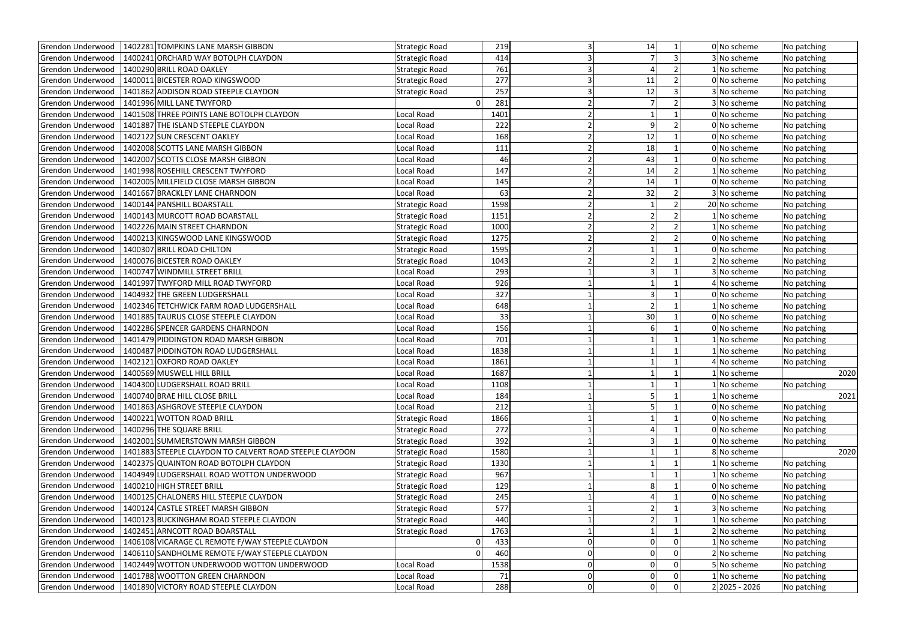| | | | | | | | | | | |
|---|---|---|---|---|---|---|---|---|---|---|
| Grendon Underwood | 1402281 | TOMPKINS LANE MARSH GIBBON | Strategic Road | 219 | 3 | 14 | 1 | 0 | No scheme | No patching |
| Grendon Underwood | 1400241 | ORCHARD WAY BOTOLPH CLAYDON | Strategic Road | 414 | 3 | 7 | 3 | 3 | No scheme | No patching |
| Grendon Underwood | 1400290 | BRILL ROAD OAKLEY | Strategic Road | 761 | 3 | 4 | 2 | 1 | No scheme | No patching |
| Grendon Underwood | 1400011 | BICESTER ROAD KINGSWOOD | Strategic Road | 277 | 3 | 11 | 2 | 0 | No scheme | No patching |
| Grendon Underwood | 1401862 | ADDISON ROAD STEEPLE CLAYDON | Strategic Road | 257 | 3 | 12 | 3 | 3 | No scheme | No patching |
| Grendon Underwood | 1401996 | MILL LANE TWYFORD | 0 | 281 | 2 | 7 | 2 | 3 | No scheme | No patching |
| Grendon Underwood | 1401508 | THREE POINTS LANE BOTOLPH CLAYDON | Local Road | 1401 | 2 | 1 | 1 | 0 | No scheme | No patching |
| Grendon Underwood | 1401887 | THE ISLAND STEEPLE CLAYDON | Local Road | 222 | 2 | 9 | 2 | 0 | No scheme | No patching |
| Grendon Underwood | 1402122 | SUN CRESCENT OAKLEY | Local Road | 168 | 2 | 12 | 1 | 0 | No scheme | No patching |
| Grendon Underwood | 1402008 | SCOTTS LANE MARSH GIBBON | Local Road | 111 | 2 | 18 | 1 | 0 | No scheme | No patching |
| Grendon Underwood | 1402007 | SCOTTS CLOSE MARSH GIBBON | Local Road | 46 | 2 | 43 | 1 | 0 | No scheme | No patching |
| Grendon Underwood | 1401998 | ROSEHILL CRESCENT TWYFORD | Local Road | 147 | 2 | 14 | 2 | 1 | No scheme | No patching |
| Grendon Underwood | 1402005 | MILLFIELD CLOSE MARSH GIBBON | Local Road | 145 | 2 | 14 | 1 | 0 | No scheme | No patching |
| Grendon Underwood | 1401667 | BRACKLEY LANE CHARNDON | Local Road | 63 | 2 | 32 | 2 | 3 | No scheme | No patching |
| Grendon Underwood | 1400144 | PANSHILL BOARSTALL | Strategic Road | 1598 | 2 | 1 | 2 | 20 | No scheme | No patching |
| Grendon Underwood | 1400143 | MURCOTT ROAD BOARSTALL | Strategic Road | 1151 | 2 | 2 | 2 | 1 | No scheme | No patching |
| Grendon Underwood | 1402226 | MAIN STREET CHARNDON | Strategic Road | 1000 | 2 | 2 | 2 | 1 | No scheme | No patching |
| Grendon Underwood | 1400213 | KINGSWOOD LANE KINGSWOOD | Strategic Road | 1275 | 2 | 2 | 2 | 0 | No scheme | No patching |
| Grendon Underwood | 1400307 | BRILL ROAD CHILTON | Strategic Road | 1595 | 2 | 1 | 1 | 0 | No scheme | No patching |
| Grendon Underwood | 1400076 | BICESTER ROAD OAKLEY | Strategic Road | 1043 | 2 | 2 | 1 | 2 | No scheme | No patching |
| Grendon Underwood | 1400747 | WINDMILL STREET BRILL | Local Road | 293 | 1 | 3 | 1 | 3 | No scheme | No patching |
| Grendon Underwood | 1401997 | TWYFORD MILL ROAD TWYFORD | Local Road | 926 | 1 | 1 | 1 | 4 | No scheme | No patching |
| Grendon Underwood | 1404932 | THE GREEN LUDGERSHALL | Local Road | 327 | 1 | 3 | 1 | 0 | No scheme | No patching |
| Grendon Underwood | 1402346 | TETCHWICK FARM ROAD LUDGERSHALL | Local Road | 648 | 1 | 2 | 1 | 1 | No scheme | No patching |
| Grendon Underwood | 1401885 | TAURUS CLOSE STEEPLE CLAYDON | Local Road | 33 | 1 | 30 | 1 | 0 | No scheme | No patching |
| Grendon Underwood | 1402286 | SPENCER GARDENS CHARNDON | Local Road | 156 | 1 | 6 | 1 | 0 | No scheme | No patching |
| Grendon Underwood | 1401479 | PIDDINGTON ROAD MARSH GIBBON | Local Road | 701 | 1 | 1 | 1 | 1 | No scheme | No patching |
| Grendon Underwood | 1400487 | PIDDINGTON ROAD LUDGERSHALL | Local Road | 1838 | 1 | 1 | 1 | 1 | No scheme | No patching |
| Grendon Underwood | 1402121 | OXFORD ROAD OAKLEY | Local Road | 1861 | 1 | 1 | 1 | 4 | No scheme | No patching |
| Grendon Underwood | 1400569 | MUSWELL HILL BRILL | Local Road | 1687 | 1 | 1 | 1 | 1 | No scheme | 2020 |
| Grendon Underwood | 1404300 | LUDGERSHALL ROAD BRILL | Local Road | 1108 | 1 | 1 | 1 | 1 | No scheme | No patching |
| Grendon Underwood | 1400740 | BRAE HILL CLOSE BRILL | Local Road | 184 | 1 | 5 | 1 | 1 | No scheme | 2021 |
| Grendon Underwood | 1401863 | ASHGROVE STEEPLE CLAYDON | Local Road | 212 | 1 | 5 | 1 | 0 | No scheme | No patching |
| Grendon Underwood | 1400221 | WOTTON ROAD BRILL | Strategic Road | 1866 | 1 | 1 | 1 | 0 | No scheme | No patching |
| Grendon Underwood | 1400296 | THE SQUARE BRILL | Strategic Road | 272 | 1 | 4 | 1 | 0 | No scheme | No patching |
| Grendon Underwood | 1402001 | SUMMERSTOWN MARSH GIBBON | Strategic Road | 392 | 1 | 3 | 1 | 0 | No scheme | No patching |
| Grendon Underwood | 1401883 | STEEPLE CLAYDON TO CALVERT ROAD STEEPLE CLAYDON | Strategic Road | 1580 | 1 | 1 | 1 | 8 | No scheme | 2020 |
| Grendon Underwood | 1402375 | QUAINTON ROAD BOTOLPH CLAYDON | Strategic Road | 1330 | 1 | 1 | 1 | 1 | No scheme | No patching |
| Grendon Underwood | 1404949 | LUDGERSHALL ROAD WOTTON UNDERWOOD | Strategic Road | 967 | 1 | 1 | 1 | 1 | No scheme | No patching |
| Grendon Underwood | 1400210 | HIGH STREET BRILL | Strategic Road | 129 | 1 | 8 | 1 | 0 | No scheme | No patching |
| Grendon Underwood | 1400125 | CHALONERS HILL STEEPLE CLAYDON | Strategic Road | 245 | 1 | 4 | 1 | 0 | No scheme | No patching |
| Grendon Underwood | 1400124 | CASTLE STREET MARSH GIBBON | Strategic Road | 577 | 1 | 2 | 1 | 3 | No scheme | No patching |
| Grendon Underwood | 1400123 | BUCKINGHAM ROAD STEEPLE CLAYDON | Strategic Road | 440 | 1 | 2 | 1 | 1 | No scheme | No patching |
| Grendon Underwood | 1402451 | ARNCOTT ROAD BOARSTALL | Strategic Road | 1763 | 1 | 1 | 1 | 2 | No scheme | No patching |
| Grendon Underwood | 1406108 | VICARAGE CL REMOTE F/WAY STEEPLE CLAYDON | 0 | 433 | 0 | 0 | 0 | 1 | No scheme | No patching |
| Grendon Underwood | 1406110 | SANDHOLME REMOTE F/WAY STEEPLE CLAYDON | 0 | 460 | 0 | 0 | 0 | 2 | No scheme | No patching |
| Grendon Underwood | 1402449 | WOTTON UNDERWOOD WOTTON UNDERWOOD | Local Road | 1538 | 0 | 0 | 0 | 5 | No scheme | No patching |
| Grendon Underwood | 1401788 | WOOTTON GREEN CHARNDON | Local Road | 71 | 0 | 0 | 0 | 1 | No scheme | No patching |
| Grendon Underwood | 1401890 | VICTORY ROAD STEEPLE CLAYDON | Local Road | 288 | 0 | 0 | 0 | 2 | 2025 - 2026 | No patching |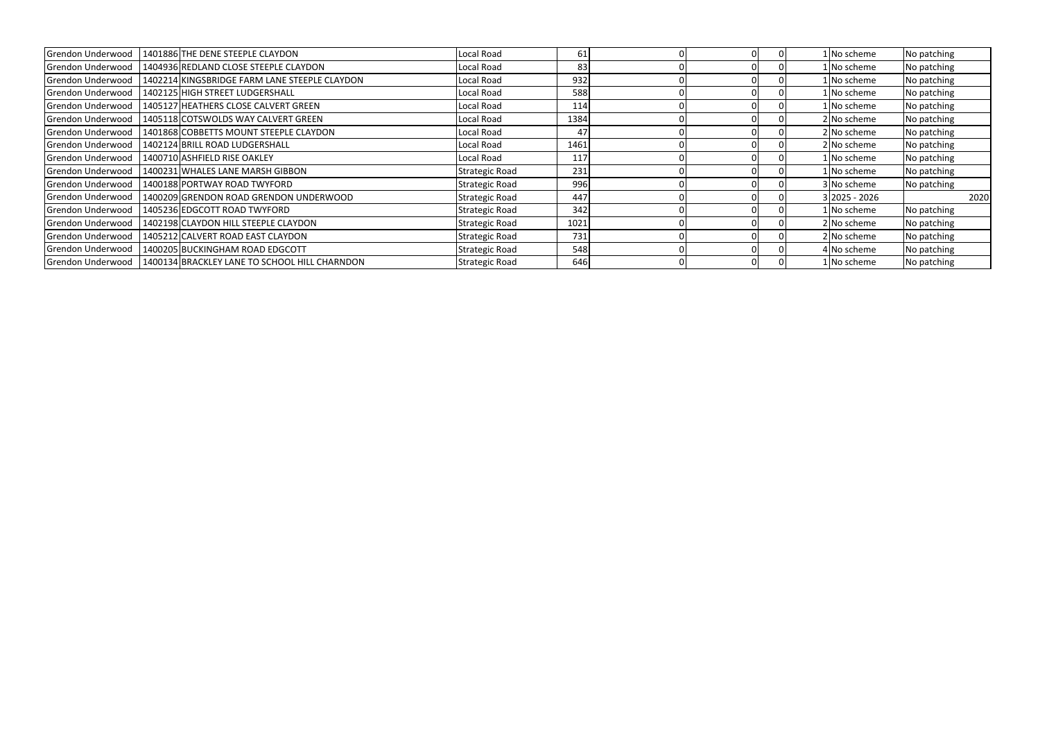| | | | | | | | | | | |
|---|---|---|---|---|---|---|---|---|---|---|
| Grendon Underwood | 1401886 | THE DENE STEEPLE CLAYDON | Local Road | 61 | 0 | 0 | 0 | 1 | No scheme | No patching |
| Grendon Underwood | 1404936 | REDLAND CLOSE STEEPLE CLAYDON | Local Road | 83 | 0 | 0 | 0 | 1 | No scheme | No patching |
| Grendon Underwood | 1402214 | KINGSBRIDGE FARM LANE STEEPLE CLAYDON | Local Road | 932 | 0 | 0 | 0 | 1 | No scheme | No patching |
| Grendon Underwood | 1402125 | HIGH STREET LUDGERSHALL | Local Road | 588 | 0 | 0 | 0 | 1 | No scheme | No patching |
| Grendon Underwood | 1405127 | HEATHERS CLOSE CALVERT GREEN | Local Road | 114 | 0 | 0 | 0 | 1 | No scheme | No patching |
| Grendon Underwood | 1405118 | COTSWOLDS WAY CALVERT GREEN | Local Road | 1384 | 0 | 0 | 0 | 2 | No scheme | No patching |
| Grendon Underwood | 1401868 | COBBETTS MOUNT STEEPLE CLAYDON | Local Road | 47 | 0 | 0 | 0 | 2 | No scheme | No patching |
| Grendon Underwood | 1402124 | BRILL ROAD LUDGERSHALL | Local Road | 1461 | 0 | 0 | 0 | 2 | No scheme | No patching |
| Grendon Underwood | 1400710 | ASHFIELD RISE OAKLEY | Local Road | 117 | 0 | 0 | 0 | 1 | No scheme | No patching |
| Grendon Underwood | 1400231 | WHALES LANE MARSH GIBBON | Strategic Road | 231 | 0 | 0 | 0 | 1 | No scheme | No patching |
| Grendon Underwood | 1400188 | PORTWAY ROAD TWYFORD | Strategic Road | 996 | 0 | 0 | 0 | 3 | No scheme | No patching |
| Grendon Underwood | 1400209 | GRENDON ROAD GRENDON UNDERWOOD | Strategic Road | 447 | 0 | 0 | 0 | 3 | 2025 - 2026 | 2020 |
| Grendon Underwood | 1405236 | EDGCOTT ROAD TWYFORD | Strategic Road | 342 | 0 | 0 | 0 | 1 | No scheme | No patching |
| Grendon Underwood | 1402198 | CLAYDON HILL STEEPLE CLAYDON | Strategic Road | 1021 | 0 | 0 | 0 | 2 | No scheme | No patching |
| Grendon Underwood | 1405212 | CALVERT ROAD EAST CLAYDON | Strategic Road | 731 | 0 | 0 | 0 | 2 | No scheme | No patching |
| Grendon Underwood | 1400205 | BUCKINGHAM ROAD EDGCOTT | Strategic Road | 548 | 0 | 0 | 0 | 4 | No scheme | No patching |
| Grendon Underwood | 1400134 | BRACKLEY LANE TO SCHOOL HILL CHARNDON | Strategic Road | 646 | 0 | 0 | 0 | 1 | No scheme | No patching |